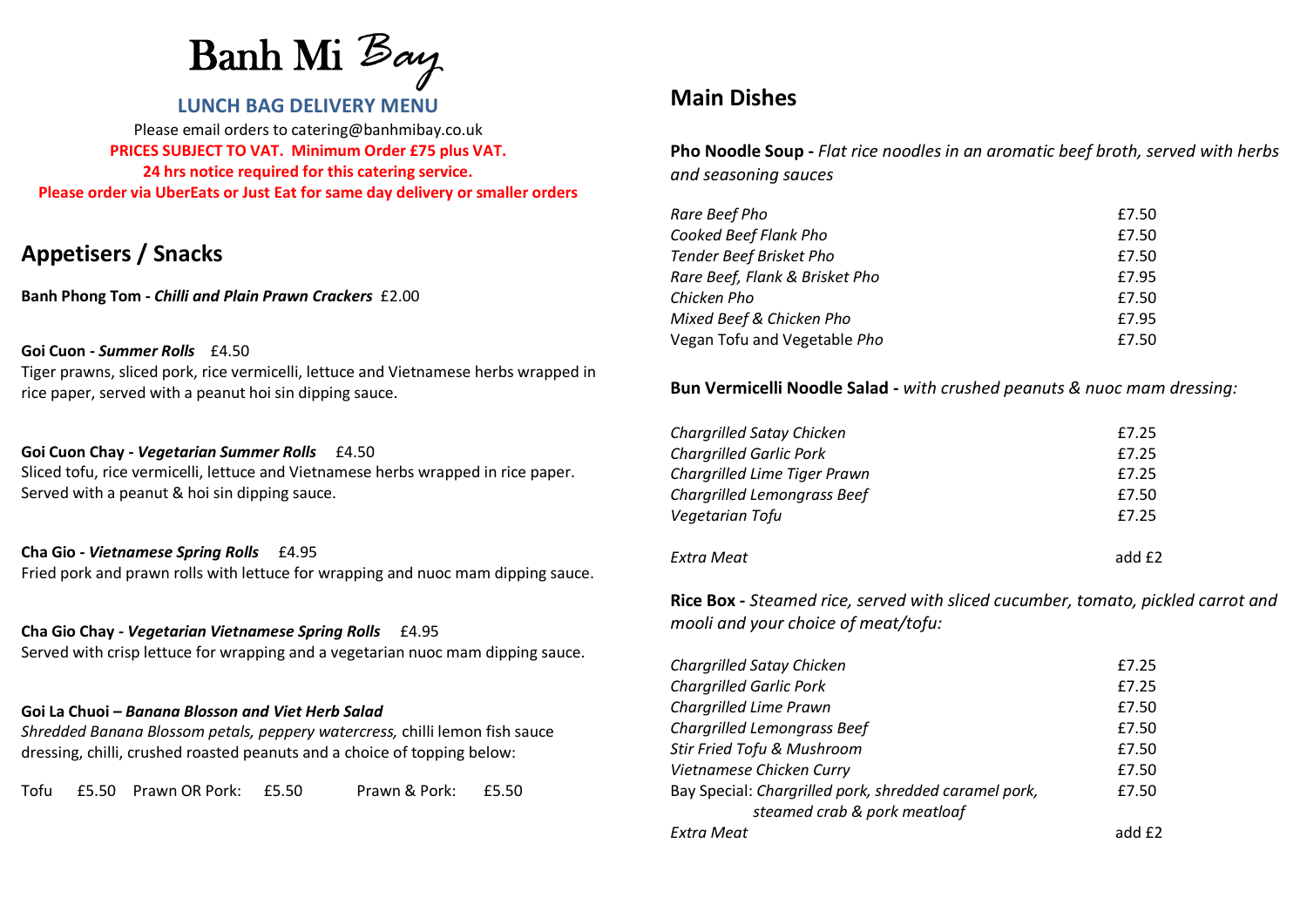# Banh Mi Bay

## LUNCH BAG DELIVERY MENU

Please email orders to catering@banhmibay.co.uk

**PRICES SUBJECT TO VAT. Minimum Order £75 plus VAT.**

**24 hrs notice required for this catering service.**

**Please order via UberEats or Just Eat for same day delivery or smaller orders**

## Appetisers / Snacks

**Banh Phong Tom -** ***Chilli and Plain Prawn Crackers*** £2.00

**Goi Cuon -** ***Summer Rolls*** £4.50
Tiger prawns, sliced pork, rice vermicelli, lettuce and Vietnamese herbs wrapped in rice paper, served with a peanut hoi sin dipping sauce.

**Goi Cuon Chay -** ***Vegetarian Summer Rolls*** £4.50
Sliced tofu, rice vermicelli, lettuce and Vietnamese herbs wrapped in rice paper. Served with a peanut & hoi sin dipping sauce.

**Cha Gio -** ***Vietnamese Spring Rolls*** £4.95
Fried pork and prawn rolls with lettuce for wrapping and nuoc mam dipping sauce.

**Cha Gio Chay -** ***Vegetarian Vietnamese Spring Rolls*** £4.95
Served with crisp lettuce for wrapping and a vegetarian nuoc mam dipping sauce.

**Goi La Chuoi –** ***Banana Blosson and Viet Herb Salad***
*Shredded Banana Blossom petals, peppery watercress,* chilli lemon fish sauce dressing, chilli, crushed roasted peanuts and a choice of topping below:

Tofu £5.50 Prawn OR Pork: £5.50 Prawn & Pork: £5.50

## Main Dishes

**Pho Noodle Soup -** *Flat rice noodles in an aromatic beef broth, served with herbs and seasoning sauces*

| | |
|---|---|
| *Rare Beef Pho* | £7.50 |
| *Cooked Beef Flank Pho* | £7.50 |
| *Tender Beef Brisket Pho* | £7.50 |
| *Rare Beef, Flank & Brisket Pho* | £7.95 |
| *Chicken Pho* | £7.50 |
| *Mixed Beef & Chicken Pho* | £7.95 |
| Vegan Tofu and Vegetable *Pho* | £7.50 |

**Bun Vermicelli Noodle Salad -** *with crushed peanuts & nuoc mam dressing:*

| | |
|---|---|
| *Chargrilled Satay Chicken* | £7.25 |
| *Chargrilled Garlic Pork* | £7.25 |
| *Chargrilled Lime Tiger Prawn* | £7.25 |
| *Chargrilled Lemongrass Beef* | £7.50 |
| *Vegetarian Tofu* | £7.25 |
| *Extra Meat* | add £2 |

**Rice Box -** *Steamed rice, served with sliced cucumber, tomato, pickled carrot and mooli and your choice of meat/tofu:*

| | |
|---|---|
| *Chargrilled Satay Chicken* | £7.25 |
| *Chargrilled Garlic Pork* | £7.25 |
| *Chargrilled Lime Prawn* | £7.50 |
| *Chargrilled Lemongrass Beef* | £7.50 |
| *Stir Fried Tofu & Mushroom* | £7.50 |
| *Vietnamese Chicken Curry* | £7.50 |
| Bay Special: *Chargrilled pork, shredded caramel pork, steamed crab & pork meatloaf* | £7.50 |
| *Extra Meat* | add £2 |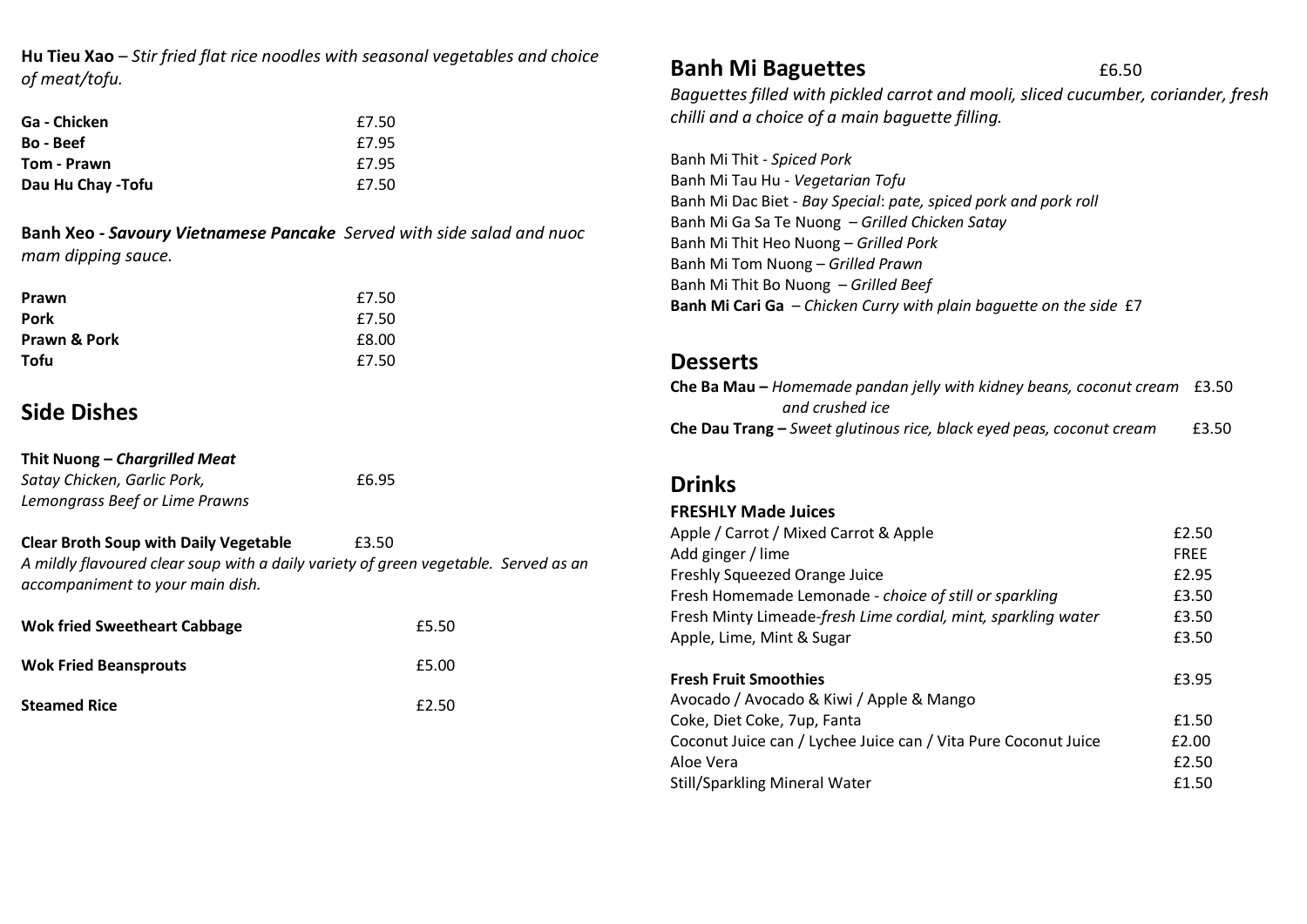**Hu Tieu Xao** – *Stir fried flat rice noodles with seasonal vegetables and choice of meat/tofu.*

| | |
|---|---|
| **Ga - Chicken** | £7.50 |
| **Bo - Beef** | £7.95 |
| **Tom - Prawn** | £7.95 |
| **Dau Hu Chay -Tofu** | £7.50 |

**Banh Xeo -** ***Savoury Vietnamese Pancake*** *Served with side salad and nuoc mam dipping sauce.*

| | |
|---|---|
| **Prawn** | £7.50 |
| **Pork** | £7.50 |
| **Prawn & Pork** | £8.00 |
| **Tofu** | £7.50 |

## Side Dishes

**Thit Nuong –** ***Chargrilled Meat***
*Satay Chicken, Garlic Pork, Lemongrass Beef or Lime Prawns* £6.95

**Clear Broth Soup with Daily Vegetable** £3.50
*A mildly flavoured clear soup with a daily variety of green vegetable. Served as an accompaniment to your main dish.*

| | |
|---|---|
| **Wok fried Sweetheart Cabbage** | £5.50 |
| **Wok Fried Beansprouts** | £5.00 |
| **Steamed Rice** | £2.50 |

## Banh Mi Baguettes £6.50

*Baguettes filled with pickled carrot and mooli, sliced cucumber, coriander, fresh chilli and a choice of a main baguette filling.*

Banh Mi Thit - *Spiced Pork*
Banh Mi Tau Hu - *Vegetarian Tofu*
Banh Mi Dac Biet - *Bay Special*: *pate, spiced pork and pork roll*
Banh Mi Ga Sa Te Nuong – *Grilled Chicken Satay*
Banh Mi Thit Heo Nuong – *Grilled Pork*
Banh Mi Tom Nuong – *Grilled Prawn*
Banh Mi Thit Bo Nuong – *Grilled Beef*
**Banh Mi Cari Ga** – *Chicken Curry with plain baguette on the side* £7

## Desserts

| | |
|---|---|
| **Che Ba Mau –** *Homemade pandan jelly with kidney beans, coconut cream and crushed ice* | £3.50 |
| **Che Dau Trang –** *Sweet glutinous rice, black eyed peas, coconut cream* | £3.50 |

## Drinks

| | |
|---|---|
| **FRESHLY Made Juices** | |
| Apple / Carrot / Mixed Carrot & Apple | £2.50 |
| Add ginger / lime | FREE |
| Freshly Squeezed Orange Juice | £2.95 |
| Fresh Homemade Lemonade - *choice of still or sparkling* | £3.50 |
| Fresh Minty Limeade-*fresh Lime cordial, mint, sparkling water* | £3.50 |
| Apple, Lime, Mint & Sugar | £3.50 |
| **Fresh Fruit Smoothies** | £3.95 |
| Avocado / Avocado & Kiwi / Apple & Mango | |
| Coke, Diet Coke, 7up, Fanta | £1.50 |
| Coconut Juice can / Lychee Juice can / Vita Pure Coconut Juice | £2.00 |
| Aloe Vera | £2.50 |
| Still/Sparkling Mineral Water | £1.50 |